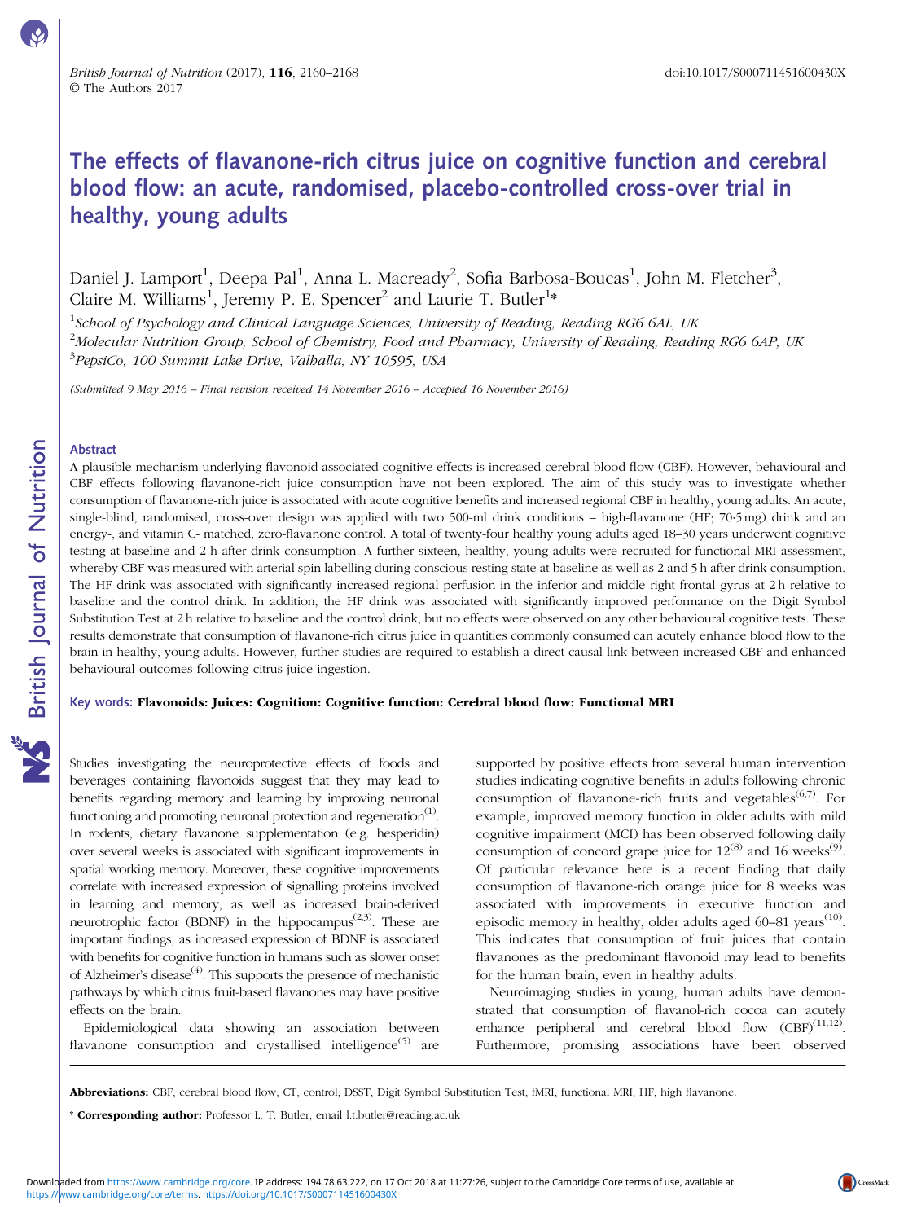# The effects of flavanone-rich citrus juice on cognitive function and cerebral blood flow: an acute, randomised, placebo-controlled cross-over trial in healthy, young adults

Daniel J. Lamport[1], Deepa Pal[1], Anna L. Macready[2], Sofia Barbosa-Boucas[1], John M. Fletcher[3], Claire M. Williams[1], Jeremy P. E. Spencer[2] and Laurie T. Butler[1]*

[1]*School of Psychology and Clinical Language Sciences, University of Reading, Reading RG6 6AL, UK*

[2]*Molecular Nutrition Group, School of Chemistry, Food and Pharmacy, University of Reading, Reading RG6 6AP, UK*

[3]*PepsiCo, 100 Summit Lake Drive, Valhalla, NY 10595, USA*

*(Submitted 9 May 2016 – Final revision received 14 November 2016 – Accepted 16 November 2016)*

## Abstract

A plausible mechanism underlying flavonoid-associated cognitive effects is increased cerebral blood flow (CBF). However, behavioural and CBF effects following flavanone-rich juice consumption have not been explored. The aim of this study was to investigate whether consumption of flavanone-rich juice is associated with acute cognitive benefits and increased regional CBF in healthy, young adults. An acute, single-blind, randomised, cross-over design was applied with two 500-ml drink conditions – high-flavanone (HF; 70·5 mg) drink and an energy-, and vitamin C- matched, zero-flavanone control. A total of twenty-four healthy young adults aged 18–30 years underwent cognitive testing at baseline and 2-h after drink consumption. A further sixteen, healthy, young adults were recruited for functional MRI assessment, whereby CBF was measured with arterial spin labelling during conscious resting state at baseline as well as 2 and 5 h after drink consumption. The HF drink was associated with significantly increased regional perfusion in the inferior and middle right frontal gyrus at 2 h relative to baseline and the control drink. In addition, the HF drink was associated with significantly improved performance on the Digit Symbol Substitution Test at 2 h relative to baseline and the control drink, but no effects were observed on any other behavioural cognitive tests. These results demonstrate that consumption of flavanone-rich citrus juice in quantities commonly consumed can acutely enhance blood flow to the brain in healthy, young adults. However, further studies are required to establish a direct causal link between increased CBF and enhanced behavioural outcomes following citrus juice ingestion.

**Key words: Flavonoids: Juices: Cognition: Cognitive function: Cerebral blood flow: Functional MRI**

Studies investigating the neuroprotective effects of foods and beverages containing flavonoids suggest that they may lead to benefits regarding memory and learning by improving neuronal functioning and promoting neuronal protection and regeneration[1]. In rodents, dietary flavanone supplementation (e.g. hesperidin) over several weeks is associated with significant improvements in spatial working memory. Moreover, these cognitive improvements correlate with increased expression of signalling proteins involved in learning and memory, as well as increased brain-derived neurotrophic factor (BDNF) in the hippocampus[2,3]. These are important findings, as increased expression of BDNF is associated with benefits for cognitive function in humans such as slower onset of Alzheimer's disease[4]. This supports the presence of mechanistic pathways by which citrus fruit-based flavanones may have positive effects on the brain.

Epidemiological data showing an association between flavanone consumption and crystallised intelligence[5] are supported by positive effects from several human intervention studies indicating cognitive benefits in adults following chronic consumption of flavanone-rich fruits and vegetables[6,7]. For example, improved memory function in older adults with mild cognitive impairment (MCI) has been observed following daily consumption of concord grape juice for 12[8] and 16 weeks[9]. Of particular relevance here is a recent finding that daily consumption of flavanone-rich orange juice for 8 weeks was associated with improvements in executive function and episodic memory in healthy, older adults aged 60–81 years[10]. This indicates that consumption of fruit juices that contain flavanones as the predominant flavonoid may lead to benefits for the human brain, even in healthy adults.

Neuroimaging studies in young, human adults have demonstrated that consumption of flavanol-rich cocoa can acutely enhance peripheral and cerebral blood flow (CBF)[11,12]. Furthermore, promising associations have been observed

**Abbreviations:** CBF, cerebral blood flow; CT, control; DSST, Digit Symbol Substitution Test; fMRI, functional MRI; HF, high flavanone.

\* **Corresponding author:** Professor L. T. Butler, email l.t.butler@reading.ac.uk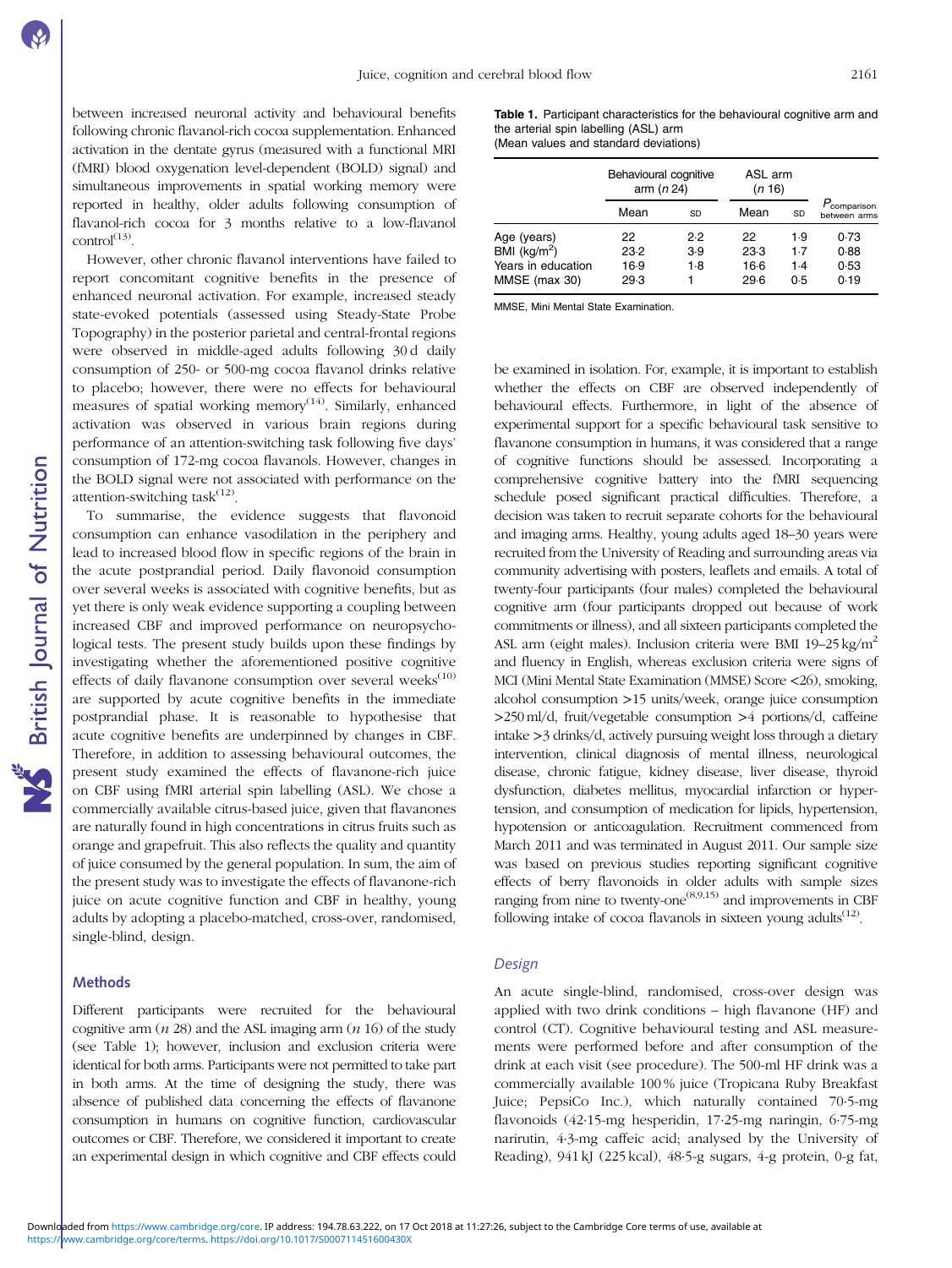between increased neuronal activity and behavioural benefits following chronic flavanol-rich cocoa supplementation. Enhanced activation in the dentate gyrus (measured with a functional MRI (fMRI) blood oxygenation level-dependent (BOLD) signal) and simultaneous improvements in spatial working memory were reported in healthy, older adults following consumption of flavanol-rich cocoa for 3 months relative to a low-flavanol control[13].

However, other chronic flavanol interventions have failed to report concomitant cognitive benefits in the presence of enhanced neuronal activation. For example, increased steady state-evoked potentials (assessed using Steady-State Probe Topography) in the posterior parietal and central-frontal regions were observed in middle-aged adults following 30 d daily consumption of 250- or 500-mg cocoa flavanol drinks relative to placebo; however, there were no effects for behavioural measures of spatial working memory[14]. Similarly, enhanced activation was observed in various brain regions during performance of an attention-switching task following five days' consumption of 172-mg cocoa flavanols. However, changes in the BOLD signal were not associated with performance on the attention-switching task[12].

To summarise, the evidence suggests that flavonoid consumption can enhance vasodilation in the periphery and lead to increased blood flow in specific regions of the brain in the acute postprandial period. Daily flavonoid consumption over several weeks is associated with cognitive benefits, but as yet there is only weak evidence supporting a coupling between increased CBF and improved performance on neuropsychological tests. The present study builds upon these findings by investigating whether the aforementioned positive cognitive effects of daily flavanone consumption over several weeks[10] are supported by acute cognitive benefits in the immediate postprandial phase. It is reasonable to hypothesise that acute cognitive benefits are underpinned by changes in CBF. Therefore, in addition to assessing behavioural outcomes, the present study examined the effects of flavanone-rich juice on CBF using fMRI arterial spin labelling (ASL). We chose a commercially available citrus-based juice, given that flavanones are naturally found in high concentrations in citrus fruits such as orange and grapefruit. This also reflects the quality and quantity of juice consumed by the general population. In sum, the aim of the present study was to investigate the effects of flavanone-rich juice on acute cognitive function and CBF in healthy, young adults by adopting a placebo-matched, cross-over, randomised, single-blind, design.

## Methods

Different participants were recruited for the behavioural cognitive arm ($n$ 28) and the ASL imaging arm ($n$ 16) of the study (see Table 1); however, inclusion and exclusion criteria were identical for both arms. Participants were not permitted to take part in both arms. At the time of designing the study, there was absence of published data concerning the effects of flavanone consumption in humans on cognitive function, cardiovascular outcomes or CBF. Therefore, we considered it important to create an experimental design in which cognitive and CBF effects could be examined in isolation. For, example, it is important to establish whether the effects on CBF are observed independently of behavioural effects. Furthermore, in light of the absence of experimental support for a specific behavioural task sensitive to flavanone consumption in humans, it was considered that a range of cognitive functions should be assessed. Incorporating a comprehensive cognitive battery into the fMRI sequencing schedule posed significant practical difficulties. Therefore, a decision was taken to recruit separate cohorts for the behavioural and imaging arms. Healthy, young adults aged 18–30 years were recruited from the University of Reading and surrounding areas via community advertising with posters, leaflets and emails. A total of twenty-four participants (four males) completed the behavioural cognitive arm (four participants dropped out because of work commitments or illness), and all sixteen participants completed the ASL arm (eight males). Inclusion criteria were BMI 19–25 kg/m$^2$ and fluency in English, whereas exclusion criteria were signs of MCI (Mini Mental State Examination (MMSE) Score <26), smoking, alcohol consumption >15 units/week, orange juice consumption >250 ml/d, fruit/vegetable consumption >4 portions/d, caffeine intake >3 drinks/d, actively pursuing weight loss through a dietary intervention, clinical diagnosis of mental illness, neurological disease, chronic fatigue, kidney disease, liver disease, thyroid dysfunction, diabetes mellitus, myocardial infarction or hypertension, and consumption of medication for lipids, hypertension, hypotension or anticoagulation. Recruitment commenced from March 2011 and was terminated in August 2011. Our sample size was based on previous studies reporting significant cognitive effects of berry flavonoids in older adults with sample sizes ranging from nine to twenty-one[8,9,15] and improvements in CBF following intake of cocoa flavanols in sixteen young adults[12].

**Table 1.** Participant characteristics for the behavioural cognitive arm and the arterial spin labelling (ASL) arm
(Mean values and standard deviations)

| | Behavioural cognitive arm ($n$ 24) | | ASL arm ($n$ 16) | | |
|---|---|---|---|---|---|
| | Mean | SD | Mean | SD | $P_{\text{comparison between arms}}$ |
| Age (years) | 22 | 2·2 | 22 | 1·9 | 0·73 |
| BMI (kg/m$^2$) | 23·2 | 3·9 | 23·3 | 1·7 | 0·88 |
| Years in education | 16·9 | 1·8 | 16·6 | 1·4 | 0·53 |
| MMSE (max 30) | 29·3 | 1 | 29·6 | 0·5 | 0·19 |

MMSE, Mini Mental State Examination.

### Design

An acute single-blind, randomised, cross-over design was applied with two drink conditions – high flavanone (HF) and control (CT). Cognitive behavioural testing and ASL measurements were performed before and after consumption of the drink at each visit (see procedure). The 500-ml HF drink was a commercially available 100 % juice (Tropicana Ruby Breakfast Juice; PepsiCo Inc.), which naturally contained 70·5-mg flavonoids (42·15-mg hesperidin, 17·25-mg naringin, 6·75-mg narirutin, 4·3-mg caffeic acid; analysed by the University of Reading), 941 kJ (225 kcal), 48·5-g sugars, 4-g protein, 0-g fat,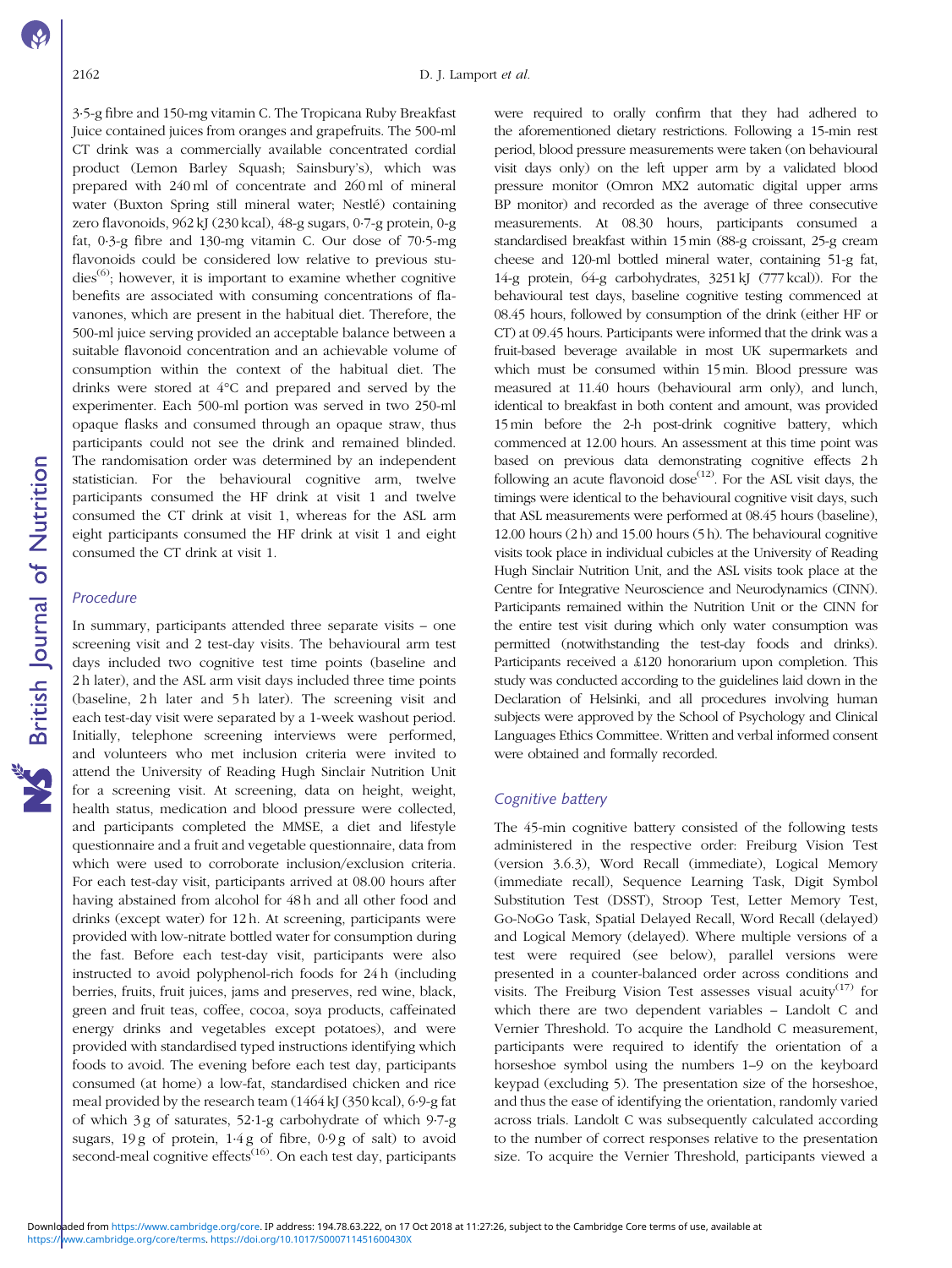3·5-g fibre and 150-mg vitamin C. The Tropicana Ruby Breakfast Juice contained juices from oranges and grapefruits. The 500-ml CT drink was a commercially available concentrated cordial product (Lemon Barley Squash; Sainsbury's), which was prepared with 240 ml of concentrate and 260 ml of mineral water (Buxton Spring still mineral water; Nestlé) containing zero flavonoids, 962 kJ (230 kcal), 48-g sugars, 0·7-g protein, 0-g fat, 0·3-g fibre and 130-mg vitamin C. Our dose of 70·5-mg flavonoids could be considered low relative to previous studies[6]; however, it is important to examine whether cognitive benefits are associated with consuming concentrations of flavanones, which are present in the habitual diet. Therefore, the 500-ml juice serving provided an acceptable balance between a suitable flavonoid concentration and an achievable volume of consumption within the context of the habitual diet. The drinks were stored at 4°C and prepared and served by the experimenter. Each 500-ml portion was served in two 250-ml opaque flasks and consumed through an opaque straw, thus participants could not see the drink and remained blinded. The randomisation order was determined by an independent statistician. For the behavioural cognitive arm, twelve participants consumed the HF drink at visit 1 and twelve consumed the CT drink at visit 1, whereas for the ASL arm eight participants consumed the HF drink at visit 1 and eight consumed the CT drink at visit 1.

### *Procedure*

In summary, participants attended three separate visits – one screening visit and 2 test-day visits. The behavioural arm test days included two cognitive test time points (baseline and 2 h later), and the ASL arm visit days included three time points (baseline, 2 h later and 5 h later). The screening visit and each test-day visit were separated by a 1-week washout period. Initially, telephone screening interviews were performed, and volunteers who met inclusion criteria were invited to attend the University of Reading Hugh Sinclair Nutrition Unit for a screening visit. At screening, data on height, weight, health status, medication and blood pressure were collected, and participants completed the MMSE, a diet and lifestyle questionnaire and a fruit and vegetable questionnaire, data from which were used to corroborate inclusion/exclusion criteria. For each test-day visit, participants arrived at 08.00 hours after having abstained from alcohol for 48 h and all other food and drinks (except water) for 12 h. At screening, participants were provided with low-nitrate bottled water for consumption during the fast. Before each test-day visit, participants were also instructed to avoid polyphenol-rich foods for 24 h (including berries, fruits, fruit juices, jams and preserves, red wine, black, green and fruit teas, coffee, cocoa, soya products, caffeinated energy drinks and vegetables except potatoes), and were provided with standardised typed instructions identifying which foods to avoid. The evening before each test day, participants consumed (at home) a low-fat, standardised chicken and rice meal provided by the research team (1464 kJ (350 kcal), 6·9-g fat of which 3 g of saturates, 52·1-g carbohydrate of which 9·7-g sugars, 19 g of protein, 1·4 g of fibre, 0·9 g of salt) to avoid second-meal cognitive effects[16]. On each test day, participants were required to orally confirm that they had adhered to the aforementioned dietary restrictions. Following a 15-min rest period, blood pressure measurements were taken (on behavioural visit days only) on the left upper arm by a validated blood pressure monitor (Omron MX2 automatic digital upper arms BP monitor) and recorded as the average of three consecutive measurements. At 08.30 hours, participants consumed a standardised breakfast within 15 min (88-g croissant, 25-g cream cheese and 120-ml bottled mineral water, containing 51-g fat, 14-g protein, 64-g carbohydrates, 3251 kJ (777 kcal)). For the behavioural test days, baseline cognitive testing commenced at 08.45 hours, followed by consumption of the drink (either HF or CT) at 09.45 hours. Participants were informed that the drink was a fruit-based beverage available in most UK supermarkets and which must be consumed within 15 min. Blood pressure was measured at 11.40 hours (behavioural arm only), and lunch, identical to breakfast in both content and amount, was provided 15 min before the 2-h post-drink cognitive battery, which commenced at 12.00 hours. An assessment at this time point was based on previous data demonstrating cognitive effects 2 h following an acute flavonoid dose[12]. For the ASL visit days, the timings were identical to the behavioural cognitive visit days, such that ASL measurements were performed at 08.45 hours (baseline), 12.00 hours (2 h) and 15.00 hours (5 h). The behavioural cognitive visits took place in individual cubicles at the University of Reading Hugh Sinclair Nutrition Unit, and the ASL visits took place at the Centre for Integrative Neuroscience and Neurodynamics (CINN). Participants remained within the Nutrition Unit or the CINN for the entire test visit during which only water consumption was permitted (notwithstanding the test-day foods and drinks). Participants received a £120 honorarium upon completion. This study was conducted according to the guidelines laid down in the Declaration of Helsinki, and all procedures involving human subjects were approved by the School of Psychology and Clinical Languages Ethics Committee. Written and verbal informed consent were obtained and formally recorded.

### *Cognitive battery*

The 45-min cognitive battery consisted of the following tests administered in the respective order: Freiburg Vision Test (version 3.6.3), Word Recall (immediate), Logical Memory (immediate recall), Sequence Learning Task, Digit Symbol Substitution Test (DSST), Stroop Test, Letter Memory Test, Go-NoGo Task, Spatial Delayed Recall, Word Recall (delayed) and Logical Memory (delayed). Where multiple versions of a test were required (see below), parallel versions were presented in a counter-balanced order across conditions and visits. The Freiburg Vision Test assesses visual acuity[17] for which there are two dependent variables – Landolt C and Vernier Threshold. To acquire the Landhold C measurement, participants were required to identify the orientation of a horseshoe symbol using the numbers 1–9 on the keyboard keypad (excluding 5). The presentation size of the horseshoe, and thus the ease of identifying the orientation, randomly varied across trials. Landolt C was subsequently calculated according to the number of correct responses relative to the presentation size. To acquire the Vernier Threshold, participants viewed a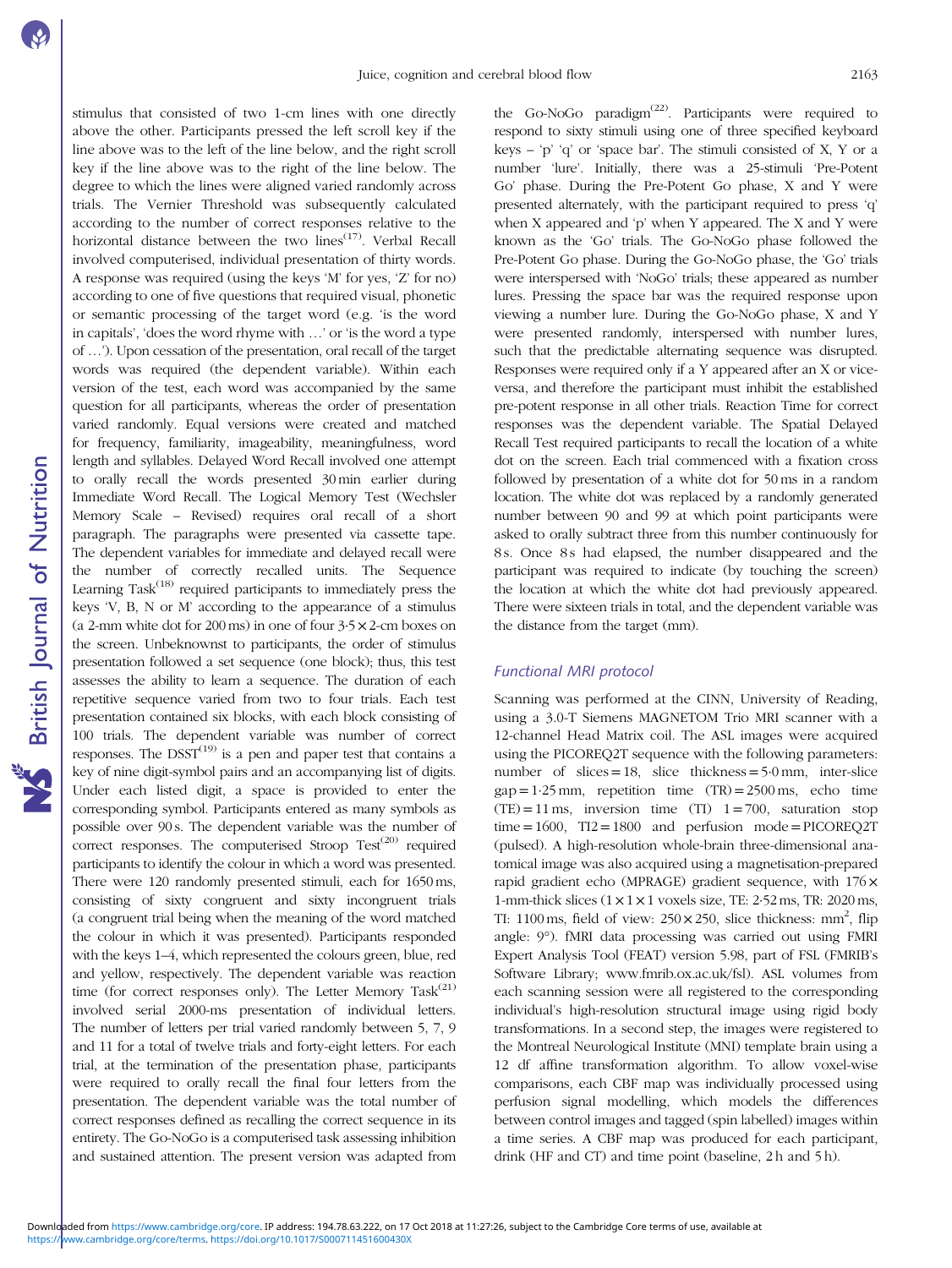stimulus that consisted of two 1-cm lines with one directly above the other. Participants pressed the left scroll key if the line above was to the left of the line below, and the right scroll key if the line above was to the right of the line below. The degree to which the lines were aligned varied randomly across trials. The Vernier Threshold was subsequently calculated according to the number of correct responses relative to the horizontal distance between the two lines[17]. Verbal Recall involved computerised, individual presentation of thirty words. A response was required (using the keys 'M' for yes, 'Z' for no) according to one of five questions that required visual, phonetic or semantic processing of the target word (e.g. 'is the word in capitals', 'does the word rhyme with …' or 'is the word a type of …'). Upon cessation of the presentation, oral recall of the target words was required (the dependent variable). Within each version of the test, each word was accompanied by the same question for all participants, whereas the order of presentation varied randomly. Equal versions were created and matched for frequency, familiarity, imageability, meaningfulness, word length and syllables. Delayed Word Recall involved one attempt to orally recall the words presented 30 min earlier during Immediate Word Recall. The Logical Memory Test (Wechsler Memory Scale – Revised) requires oral recall of a short paragraph. The paragraphs were presented via cassette tape. The dependent variables for immediate and delayed recall were the number of correctly recalled units. The Sequence Learning Task[18] required participants to immediately press the keys 'V, B, N or M' according to the appearance of a stimulus (a 2-mm white dot for 200 ms) in one of four $3{\cdot}5 \times 2$-cm boxes on the screen. Unbeknownst to participants, the order of stimulus presentation followed a set sequence (one block); thus, this test assesses the ability to learn a sequence. The duration of each repetitive sequence varied from two to four trials. Each test presentation contained six blocks, with each block consisting of 100 trials. The dependent variable was number of correct responses. The DSST[19] is a pen and paper test that contains a key of nine digit-symbol pairs and an accompanying list of digits. Under each listed digit, a space is provided to enter the corresponding symbol. Participants entered as many symbols as possible over 90 s. The dependent variable was the number of correct responses. The computerised Stroop Test[20] required participants to identify the colour in which a word was presented. There were 120 randomly presented stimuli, each for 1650 ms, consisting of sixty congruent and sixty incongruent trials (a congruent trial being when the meaning of the word matched the colour in which it was presented). Participants responded with the keys 1–4, which represented the colours green, blue, red and yellow, respectively. The dependent variable was reaction time (for correct responses only). The Letter Memory Task[21] involved serial 2000-ms presentation of individual letters. The number of letters per trial varied randomly between 5, 7, 9 and 11 for a total of twelve trials and forty-eight letters. For each trial, at the termination of the presentation phase, participants were required to orally recall the final four letters from the presentation. The dependent variable was the total number of correct responses defined as recalling the correct sequence in its entirety. The Go-NoGo is a computerised task assessing inhibition and sustained attention. The present version was adapted from the Go-NoGo paradigm[22]. Participants were required to respond to sixty stimuli using one of three specified keyboard keys – 'p' 'q' or 'space bar'. The stimuli consisted of X, Y or a number 'lure'. Initially, there was a 25-stimuli 'Pre-Potent Go' phase. During the Pre-Potent Go phase, X and Y were presented alternately, with the participant required to press 'q' when X appeared and 'p' when Y appeared. The X and Y were known as the 'Go' trials. The Go-NoGo phase followed the Pre-Potent Go phase. During the Go-NoGo phase, the 'Go' trials were interspersed with 'NoGo' trials; these appeared as number lures. Pressing the space bar was the required response upon viewing a number lure. During the Go-NoGo phase, X and Y were presented randomly, interspersed with number lures, such that the predictable alternating sequence was disrupted. Responses were required only if a Y appeared after an X or vice-versa, and therefore the participant must inhibit the established pre-potent response in all other trials. Reaction Time for correct responses was the dependent variable. The Spatial Delayed Recall Test required participants to recall the location of a white dot on the screen. Each trial commenced with a fixation cross followed by presentation of a white dot for 50 ms in a random location. The white dot was replaced by a randomly generated number between 90 and 99 at which point participants were asked to orally subtract three from this number continuously for 8 s. Once 8 s had elapsed, the number disappeared and the participant was required to indicate (by touching the screen) the location at which the white dot had previously appeared. There were sixteen trials in total, and the dependent variable was the distance from the target (mm).

### *Functional MRI protocol*

Scanning was performed at the CINN, University of Reading, using a 3.0-T Siemens MAGNETOM Trio MRI scanner with a 12-channel Head Matrix coil. The ASL images were acquired using the PICOREQ2T sequence with the following parameters: number of slices = 18, slice thickness = $5{\cdot}0$ mm, inter-slice gap = $1{\cdot}25$ mm, repetition time (TR) = 2500 ms, echo time (TE) = 11 ms, inversion time (TI) 1 = 700, saturation stop time = 1600, TI2 = 1800 and perfusion mode = PICOREQ2T (pulsed). A high-resolution whole-brain three-dimensional anatomical image was also acquired using a magnetisation-prepared rapid gradient echo (MPRAGE) gradient sequence, with $176 \times$ 1-mm-thick slices ($1 \times 1 \times 1$ voxels size, TE: $2{\cdot}52$ ms, TR: 2020 ms, TI: 1100 ms, field of view: $250 \times 250$, slice thickness: mm$^2$, flip angle: 9°). fMRI data processing was carried out using FMRI Expert Analysis Tool (FEAT) version 5.98, part of FSL (FMRIB's Software Library; www.fmrib.ox.ac.uk/fsl). ASL volumes from each scanning session were all registered to the corresponding individual's high-resolution structural image using rigid body transformations. In a second step, the images were registered to the Montreal Neurological Institute (MNI) template brain using a 12 df affine transformation algorithm. To allow voxel-wise comparisons, each CBF map was individually processed using perfusion signal modelling, which models the differences between control images and tagged (spin labelled) images within a time series. A CBF map was produced for each participant, drink (HF and CT) and time point (baseline, 2 h and 5 h).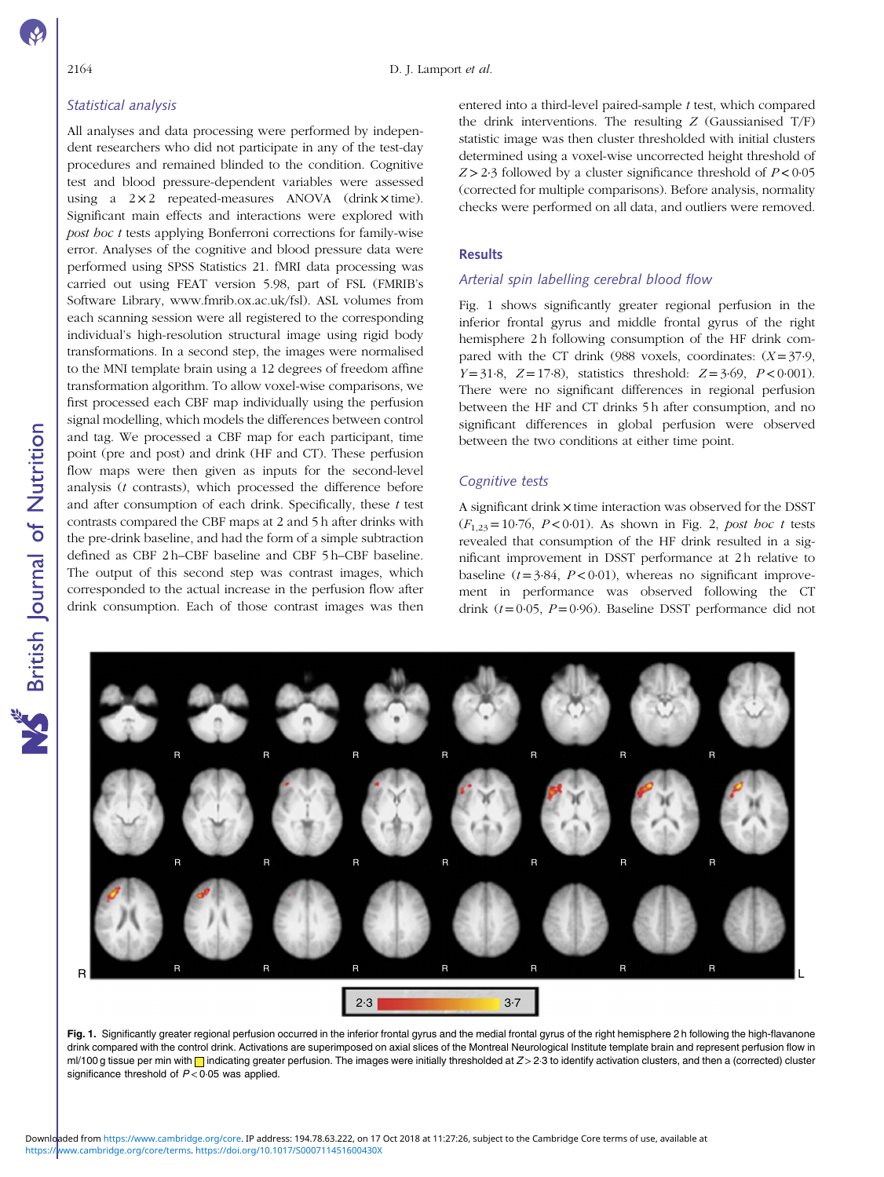### Statistical analysis

All analyses and data processing were performed by independent researchers who did not participate in any of the test-day procedures and remained blinded to the condition. Cognitive test and blood pressure-dependent variables were assessed using a 2 × 2 repeated-measures ANOVA (drink × time). Significant main effects and interactions were explored with *post hoc* *t* tests applying Bonferroni corrections for family-wise error. Analyses of the cognitive and blood pressure data were performed using SPSS Statistics 21. fMRI data processing was carried out using FEAT version 5.98, part of FSL (FMRIB's Software Library, www.fmrib.ox.ac.uk/fsl). ASL volumes from each scanning session were all registered to the corresponding individual's high-resolution structural image using rigid body transformations. In a second step, the images were normalised to the MNI template brain using a 12 degrees of freedom affine transformation algorithm. To allow voxel-wise comparisons, we first processed each CBF map individually using the perfusion signal modelling, which models the differences between control and tag. We processed a CBF map for each participant, time point (pre and post) and drink (HF and CT). These perfusion flow maps were then given as inputs for the second-level analysis (*t* contrasts), which processed the difference before and after consumption of each drink. Specifically, these *t* test contrasts compared the CBF maps at 2 and 5 h after drinks with the pre-drink baseline, and had the form of a simple subtraction defined as CBF 2 h–CBF baseline and CBF 5 h–CBF baseline. The output of this second step was contrast images, which corresponded to the actual increase in the perfusion flow after drink consumption. Each of those contrast images was then entered into a third-level paired-sample *t* test, which compared the drink interventions. The resulting *Z* (Gaussianised T/F) statistic image was then cluster thresholded with initial clusters determined using a voxel-wise uncorrected height threshold of $Z > 2{\cdot}3$ followed by a cluster significance threshold of $P < 0{\cdot}05$ (corrected for multiple comparisons). Before analysis, normality checks were performed on all data, and outliers were removed.

## Results

### Arterial spin labelling cerebral blood flow

Fig. 1 shows significantly greater regional perfusion in the inferior frontal gyrus and middle frontal gyrus of the right hemisphere 2 h following consumption of the HF drink compared with the CT drink (988 voxels, coordinates: ($X = 37{\cdot}9$, $Y = 31{\cdot}8$, $Z = 17{\cdot}8$), statistics threshold: $Z = 3{\cdot}69$, $P < 0{\cdot}001$). There were no significant differences in regional perfusion between the HF and CT drinks 5 h after consumption, and no significant differences in global perfusion were observed between the two conditions at either time point.

### Cognitive tests

A significant drink × time interaction was observed for the DSST ($F_{1,23} = 10{\cdot}76$, $P < 0{\cdot}01$). As shown in Fig. 2, *post hoc* *t* tests revealed that consumption of the HF drink resulted in a significant improvement in DSST performance at 2 h relative to baseline ($t = 3{\cdot}84$, $P < 0{\cdot}01$), whereas no significant improvement in performance was observed following the CT drink ($t = 0{\cdot}05$, $P = 0{\cdot}96$). Baseline DSST performance did not

**Fig. 1.** Significantly greater regional perfusion occurred in the inferior frontal gyrus and the medial frontal gyrus of the right hemisphere 2 h following the high-flavanone drink compared with the control drink. Activations are superimposed on axial slices of the Montreal Neurological Institute template brain and represent perfusion flow in ml/100 g tissue per min with ☐ indicating greater perfusion. The images were initially thresholded at $Z > 2{\cdot}3$ to identify activation clusters, and then a (corrected) cluster significance threshold of $P < 0{\cdot}05$ was applied.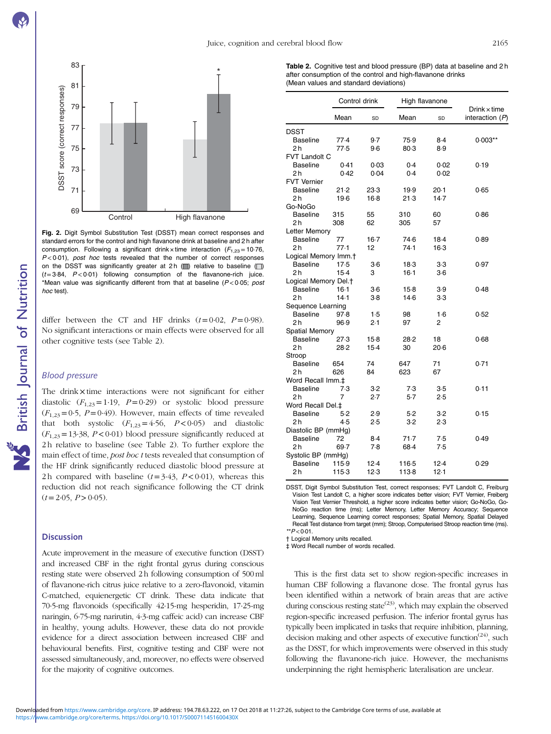**Fig. 2.** Digit Symbol Substitution Test (DSST) mean correct responses and standard errors for the control and high flavanone drink at baseline and 2 h after consumption. Following a significant drink × time interaction ($F_{1,23}$ = 10·76, $P$ < 0·01), *post hoc* tests revealed that the number of correct responses on the DSST was significantly greater at 2 h (■) relative to baseline (□) ($t$ = 3·84, $P$ < 0·01) following consumption of the flavanone-rich juice. *Mean value was significantly different from that at baseline ($P$ < 0·05; *post hoc* test).

differ between the CT and HF drinks ($t$ = 0·02, $P$ = 0·98). No significant interactions or main effects were observed for all other cognitive tests (see Table 2).

### Blood pressure

The drink × time interactions were not significant for either diastolic ($F_{1,23}$ = 1·19, $P$ = 0·29) or systolic blood pressure ($F_{1,23}$ = 0·5, $P$ = 0·49). However, main effects of time revealed that both systolic ($F_{1,23}$ = 4·56, $P$ < 0·05) and diastolic ($F_{1,23}$ = 13·38, $P$ < 0·01) blood pressure significantly reduced at 2 h relative to baseline (see Table 2). To further explore the main effect of time, *post hoc t* tests revealed that consumption of the HF drink significantly reduced diastolic blood pressure at 2 h compared with baseline ($t$ = 3·43, $P$ < 0·01), whereas this reduction did not reach significance following the CT drink ($t$ = 2·05, $P$ > 0·05).

**Table 2.** Cognitive test and blood pressure (BP) data at baseline and 2 h after consumption of the control and high-flavanone drinks
(Mean values and standard deviations)

| | Control drink | | High flavanone | | Drink × time interaction ($P$) |
|---|---|---|---|---|---|
| | Mean | SD | Mean | SD | |
| DSST | | | | | |
| Baseline | 77·4 | 9·7 | 75·9 | 8·4 | 0·003** |
| 2 h | 77·5 | 9·6 | 80·3 | 8·9 | |
| FVT Landolt C | | | | | |
| Baseline | 0·41 | 0·03 | 0·4 | 0·02 | 0·19 |
| 2 h | 0·42 | 0·04 | 0·4 | 0·02 | |
| FVT Vernier | | | | | |
| Baseline | 21·2 | 23·3 | 19·9 | 20·1 | 0·65 |
| 2 h | 19·6 | 16·8 | 21·3 | 14·7 | |
| Go-NoGo | | | | | |
| Baseline | 315 | 55 | 310 | 60 | 0·86 |
| 2 h | 308 | 62 | 305 | 57 | |
| Letter Memory | | | | | |
| Baseline | 77 | 16·7 | 74·6 | 18·4 | 0·89 |
| 2 h | 77·1 | 12 | 74·1 | 16·3 | |
| Logical Memory Imm.† | | | | | |
| Baseline | 17·5 | 3·6 | 18·3 | 3·3 | 0·97 |
| 2 h | 15·4 | 3 | 16·1 | 3·6 | |
| Logical Memory Del.† | | | | | |
| Baseline | 16·1 | 3·6 | 15·8 | 3·9 | 0·48 |
| 2 h | 14·1 | 3·8 | 14·6 | 3·3 | |
| Sequence Learning | | | | | |
| Baseline | 97·8 | 1·5 | 98 | 1·6 | 0·52 |
| 2 h | 96·9 | 2·1 | 97 | 2 | |
| Spatial Memory | | | | | |
| Baseline | 27·3 | 15·8 | 28·2 | 18 | 0·68 |
| 2 h | 28·2 | 15·4 | 30 | 20·6 | |
| Stroop | | | | | |
| Baseline | 654 | 74 | 647 | 71 | 0·71 |
| 2 h | 626 | 84 | 623 | 67 | |
| Word Recall Imm.‡ | | | | | |
| Baseline | 7·3 | 3·2 | 7·3 | 3·5 | 0·11 |
| 2 h | 7 | 2·7 | 5·7 | 2·5 | |
| Word Recall Del.‡ | | | | | |
| Baseline | 5·2 | 2·9 | 5·2 | 3·2 | 0·15 |
| 2 h | 4·5 | 2·5 | 3·2 | 2·3 | |
| Diastolic BP (mmHg) | | | | | |
| Baseline | 72 | 8·4 | 71·7 | 7·5 | 0·49 |
| 2 h | 69·7 | 7·8 | 68·4 | 7·5 | |
| Systolic BP (mmHg) | | | | | |
| Baseline | 115·9 | 12·4 | 116·5 | 12·4 | 0·29 |
| 2 h | 115·3 | 12·3 | 113·8 | 12·1 | |

DSST, Digit Symbol Substitution Test, correct responses; FVT Landolt C, Freiburg Vision Test Landolt C, a higher score indicates better vision; FVT Vernier, Freiberg Vision Test Vernier Threshold, a higher score indicates better vision; Go-NoGo, Go-NoGo reaction time (ms); Letter Memory, Letter Memory Accuracy; Sequence Learning, Sequence Learning correct responses; Spatial Memory, Spatial Delayed Recall Test distance from target (mm); Stroop, Computerised Stroop reaction time (ms).
** $P$ < 0·01.
† Logical Memory units recalled.
‡ Word Recall number of words recalled.

## Discussion

Acute improvement in the measure of executive function (DSST) and increased CBF in the right frontal gyrus during conscious resting state were observed 2 h following consumption of 500 ml of flavanone-rich citrus juice relative to a zero-flavonoid, vitamin C-matched, equienergetic CT drink. These data indicate that 70·5-mg flavonoids (specifically 42·15-mg hesperidin, 17·25-mg naringin, 6·75-mg narirutin, 4·3-mg caffeic acid) can increase CBF in healthy, young adults. However, these data do not provide evidence for a direct association between increased CBF and behavioural benefits. First, cognitive testing and CBF were not assessed simultaneously, and, moreover, no effects were observed for the majority of cognitive outcomes.

This is the first data set to show region-specific increases in human CBF following a flavanone dose. The frontal gyrus has been identified within a network of brain areas that are active during conscious resting state[23], which may explain the observed region-specific increased perfusion. The inferior frontal gyrus has typically been implicated in tasks that require inhibition, planning, decision making and other aspects of executive function[24], such as the DSST, for which improvements were observed in this study following the flavanone-rich juice. However, the mechanisms underpinning the right hemispheric lateralisation are unclear.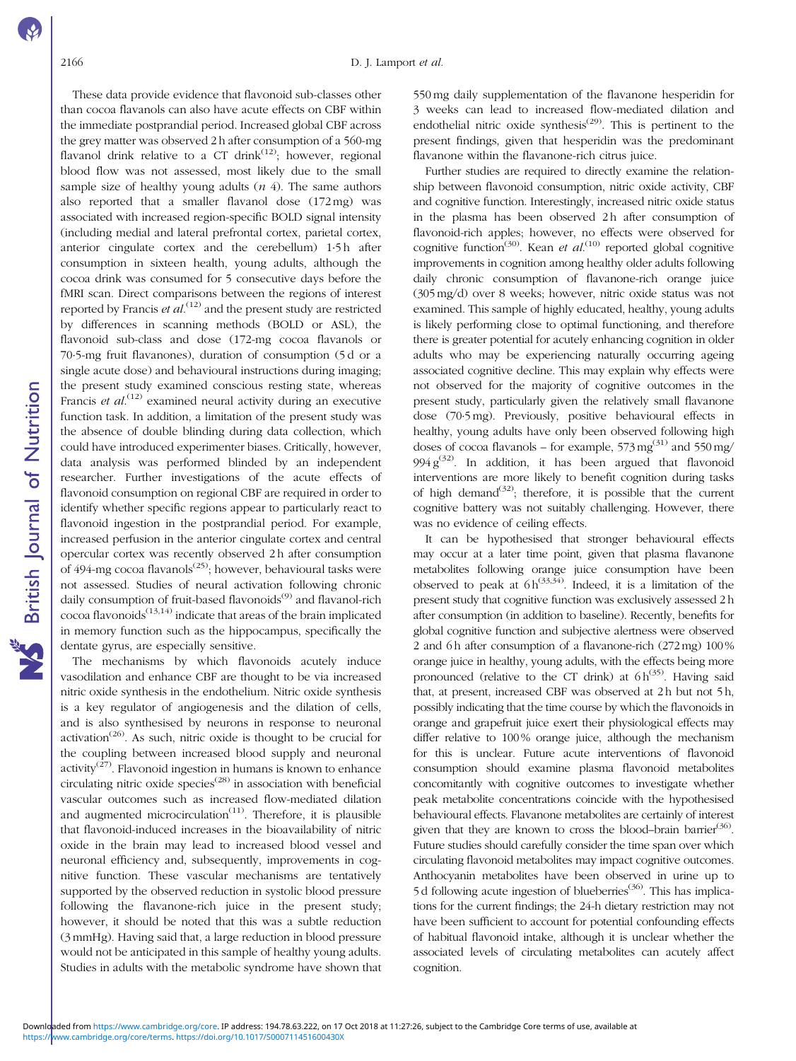These data provide evidence that flavonoid sub-classes other than cocoa flavanols can also have acute effects on CBF within the immediate postprandial period. Increased global CBF across the grey matter was observed 2 h after consumption of a 560-mg flavanol drink relative to a CT drink[12]; however, regional blood flow was not assessed, most likely due to the small sample size of healthy young adults (*n* 4). The same authors also reported that a smaller flavanol dose (172 mg) was associated with increased region-specific BOLD signal intensity (including medial and lateral prefrontal cortex, parietal cortex, anterior cingulate cortex and the cerebellum) 1·5 h after consumption in sixteen health, young adults, although the cocoa drink was consumed for 5 consecutive days before the fMRI scan. Direct comparisons between the regions of interest reported by Francis *et al.*[12] and the present study are restricted by differences in scanning methods (BOLD or ASL), the flavonoid sub-class and dose (172-mg cocoa flavanols or 70·5-mg fruit flavanones), duration of consumption (5 d or a single acute dose) and behavioural instructions during imaging; the present study examined conscious resting state, whereas Francis *et al.*[12] examined neural activity during an executive function task. In addition, a limitation of the present study was the absence of double blinding during data collection, which could have introduced experimenter biases. Critically, however, data analysis was performed blinded by an independent researcher. Further investigations of the acute effects of flavonoid consumption on regional CBF are required in order to identify whether specific regions appear to particularly react to flavonoid ingestion in the postprandial period. For example, increased perfusion in the anterior cingulate cortex and central opercular cortex was recently observed 2 h after consumption of 494-mg cocoa flavanols[25]; however, behavioural tasks were not assessed. Studies of neural activation following chronic daily consumption of fruit-based flavonoids[9] and flavanol-rich cocoa flavonoids[13,14] indicate that areas of the brain implicated in memory function such as the hippocampus, specifically the dentate gyrus, are especially sensitive.

The mechanisms by which flavonoids acutely induce vasodilation and enhance CBF are thought to be via increased nitric oxide synthesis in the endothelium. Nitric oxide synthesis is a key regulator of angiogenesis and the dilation of cells, and is also synthesised by neurons in response to neuronal activation[26]. As such, nitric oxide is thought to be crucial for the coupling between increased blood supply and neuronal activity[27]. Flavonoid ingestion in humans is known to enhance circulating nitric oxide species[28] in association with beneficial vascular outcomes such as increased flow-mediated dilation and augmented microcirculation[11]. Therefore, it is plausible that flavonoid-induced increases in the bioavailability of nitric oxide in the brain may lead to increased blood vessel and neuronal efficiency and, subsequently, improvements in cognitive function. These vascular mechanisms are tentatively supported by the observed reduction in systolic blood pressure following the flavanone-rich juice in the present study; however, it should be noted that this was a subtle reduction (3 mmHg). Having said that, a large reduction in blood pressure would not be anticipated in this sample of healthy young adults. Studies in adults with the metabolic syndrome have shown that 550 mg daily supplementation of the flavanone hesperidin for 3 weeks can lead to increased flow-mediated dilation and endothelial nitric oxide synthesis[29]. This is pertinent to the present findings, given that hesperidin was the predominant flavanone within the flavanone-rich citrus juice.

Further studies are required to directly examine the relationship between flavonoid consumption, nitric oxide activity, CBF and cognitive function. Interestingly, increased nitric oxide status in the plasma has been observed 2 h after consumption of flavonoid-rich apples; however, no effects were observed for cognitive function[30]. Kean *et al.*[10] reported global cognitive improvements in cognition among healthy older adults following daily chronic consumption of flavanone-rich orange juice (305 mg/d) over 8 weeks; however, nitric oxide status was not examined. This sample of highly educated, healthy, young adults is likely performing close to optimal functioning, and therefore there is greater potential for acutely enhancing cognition in older adults who may be experiencing naturally occurring ageing associated cognitive decline. This may explain why effects were not observed for the majority of cognitive outcomes in the present study, particularly given the relatively small flavanone dose (70·5 mg). Previously, positive behavioural effects in healthy, young adults have only been observed following high doses of cocoa flavanols – for example, 573 mg[31] and 550 mg/994 g[32]. In addition, it has been argued that flavonoid interventions are more likely to benefit cognition during tasks of high demand[32]; therefore, it is possible that the current cognitive battery was not suitably challenging. However, there was no evidence of ceiling effects.

It can be hypothesised that stronger behavioural effects may occur at a later time point, given that plasma flavanone metabolites following orange juice consumption have been observed to peak at 6 h[33,34]. Indeed, it is a limitation of the present study that cognitive function was exclusively assessed 2 h after consumption (in addition to baseline). Recently, benefits for global cognitive function and subjective alertness were observed 2 and 6 h after consumption of a flavanone-rich (272 mg) 100 % orange juice in healthy, young adults, with the effects being more pronounced (relative to the CT drink) at 6 h[35]. Having said that, at present, increased CBF was observed at 2 h but not 5 h, possibly indicating that the time course by which the flavonoids in orange and grapefruit juice exert their physiological effects may differ relative to 100 % orange juice, although the mechanism for this is unclear. Future acute interventions of flavonoid consumption should examine plasma flavonoid metabolites concomitantly with cognitive outcomes to investigate whether peak metabolite concentrations coincide with the hypothesised behavioural effects. Flavanone metabolites are certainly of interest given that they are known to cross the blood–brain barrier[36]. Future studies should carefully consider the time span over which circulating flavonoid metabolites may impact cognitive outcomes. Anthocyanin metabolites have been observed in urine up to 5 d following acute ingestion of blueberries[36]. This has implications for the current findings; the 24-h dietary restriction may not have been sufficient to account for potential confounding effects of habitual flavonoid intake, although it is unclear whether the associated levels of circulating metabolites can acutely affect cognition.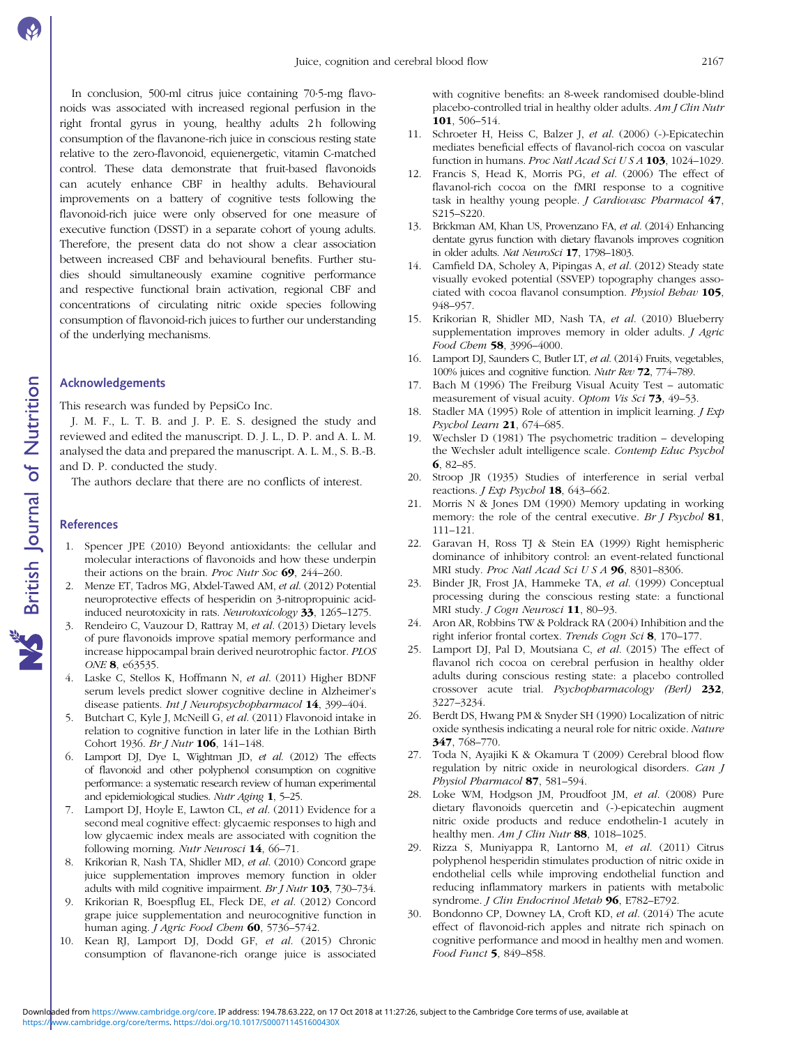In conclusion, 500-ml citrus juice containing 70·5-mg flavonoids was associated with increased regional perfusion in the right frontal gyrus in young, healthy adults 2 h following consumption of the flavanone-rich juice in conscious resting state relative to the zero-flavonoid, equienergetic, vitamin C-matched control. These data demonstrate that fruit-based flavonoids can acutely enhance CBF in healthy adults. Behavioural improvements on a battery of cognitive tests following the flavonoid-rich juice were only observed for one measure of executive function (DSST) in a separate cohort of young adults. Therefore, the present data do not show a clear association between increased CBF and behavioural benefits. Further studies should simultaneously examine cognitive performance and respective functional brain activation, regional CBF and concentrations of circulating nitric oxide species following consumption of flavonoid-rich juices to further our understanding of the underlying mechanisms.

## Acknowledgements

This research was funded by PepsiCo Inc.

J. M. F., L. T. B. and J. P. E. S. designed the study and reviewed and edited the manuscript. D. J. L., D. P. and A. L. M. analysed the data and prepared the manuscript. A. L. M., S. B.-B. and D. P. conducted the study.

The authors declare that there are no conflicts of interest.

## References

1. Spencer JPE (2010) Beyond antioxidants: the cellular and molecular interactions of flavonoids and how these underpin their actions on the brain. *Proc Nutr Soc* **69**, 244–260.
2. Menze ET, Tadros MG, Abdel-Tawed AM, *et al.* (2012) Potential neuroprotective effects of hesperidin on 3-nitropropuinic acid-induced neurotoxicity in rats. *Neurotoxicology* **33**, 1265–1275.
3. Rendeiro C, Vauzour D, Rattray M, *et al.* (2013) Dietary levels of pure flavonoids improve spatial memory performance and increase hippocampal brain derived neurotrophic factor. *PLOS ONE* **8**, e63535.
4. Laske C, Stellos K, Hoffmann N, *et al.* (2011) Higher BDNF serum levels predict slower cognitive decline in Alzheimer's disease patients. *Int J Neuropsychopharmacol* **14**, 399–404.
5. Butchart C, Kyle J, McNeill G, *et al.* (2011) Flavonoid intake in relation to cognitive function in later life in the Lothian Birth Cohort 1936. *Br J Nutr* **106**, 141–148.
6. Lamport DJ, Dye L, Wightman JD, *et al.* (2012) The effects of flavonoid and other polyphenol consumption on cognitive performance: a systematic research review of human experimental and epidemiological studies. *Nutr Aging* **1**, 5–25.
7. Lamport DJ, Hoyle E, Lawton CL, *et al.* (2011) Evidence for a second meal cognitive effect: glycaemic responses to high and low glycaemic index meals are associated with cognition the following morning. *Nutr Neurosci* **14**, 66–71.
8. Krikorian R, Nash TA, Shidler MD, *et al.* (2010) Concord grape juice supplementation improves memory function in older adults with mild cognitive impairment. *Br J Nutr* **103**, 730–734.
9. Krikorian R, Boespflug EL, Fleck DE, *et al.* (2012) Concord grape juice supplementation and neurocognitive function in human aging. *J Agric Food Chem* **60**, 5736–5742.
10. Kean RJ, Lamport DJ, Dodd GF, *et al.* (2015) Chronic consumption of flavanone-rich orange juice is associated with cognitive benefits: an 8-week randomised double-blind placebo-controlled trial in healthy older adults. *Am J Clin Nutr* **101**, 506–514.
11. Schroeter H, Heiss C, Balzer J, *et al.* (2006) (-)-Epicatechin mediates beneficial effects of flavanol-rich cocoa on vascular function in humans. *Proc Natl Acad Sci U S A* **103**, 1024–1029.
12. Francis S, Head K, Morris PG, *et al.* (2006) The effect of flavanol-rich cocoa on the fMRI response to a cognitive task in healthy young people. *J Cardiovasc Pharmacol* **47**, S215–S220.
13. Brickman AM, Khan US, Provenzano FA, *et al.* (2014) Enhancing dentate gyrus function with dietary flavanols improves cognition in older adults. *Nat NeuroSci* **17**, 1798–1803.
14. Camfield DA, Scholey A, Pipingas A, *et al.* (2012) Steady state visually evoked potential (SSVEP) topography changes associated with cocoa flavanol consumption. *Physiol Behav* **105**, 948–957.
15. Krikorian R, Shidler MD, Nash TA, *et al.* (2010) Blueberry supplementation improves memory in older adults. *J Agric Food Chem* **58**, 3996–4000.
16. Lamport DJ, Saunders C, Butler LT, *et al.* (2014) Fruits, vegetables, 100% juices and cognitive function. *Nutr Rev* **72**, 774–789.
17. Bach M (1996) The Freiburg Visual Acuity Test – automatic measurement of visual acuity. *Optom Vis Sci* **73**, 49–53.
18. Stadler MA (1995) Role of attention in implicit learning. *J Exp Psychol Learn* **21**, 674–685.
19. Wechsler D (1981) The psychometric tradition – developing the Wechsler adult intelligence scale. *Contemp Educ Psychol* **6**, 82–85.
20. Stroop JR (1935) Studies of interference in serial verbal reactions. *J Exp Psychol* **18**, 643–662.
21. Morris N & Jones DM (1990) Memory updating in working memory: the role of the central executive. *Br J Psychol* **81**, 111–121.
22. Garavan H, Ross TJ & Stein EA (1999) Right hemispheric dominance of inhibitory control: an event-related functional MRI study. *Proc Natl Acad Sci U S A* **96**, 8301–8306.
23. Binder JR, Frost JA, Hammeke TA, *et al.* (1999) Conceptual processing during the conscious resting state: a functional MRI study. *J Cogn Neurosci* **11**, 80–93.
24. Aron AR, Robbins TW & Poldrack RA (2004) Inhibition and the right inferior frontal cortex. *Trends Cogn Sci* **8**, 170–177.
25. Lamport DJ, Pal D, Moutsiana C, *et al.* (2015) The effect of flavanol rich cocoa on cerebral perfusion in healthy older adults during conscious resting state: a placebo controlled crossover acute trial. *Psychopharmacology (Berl)* **232**, 3227–3234.
26. Berdt DS, Hwang PM & Snyder SH (1990) Localization of nitric oxide synthesis indicating a neural role for nitric oxide. *Nature* **347**, 768–770.
27. Toda N, Ayajiki K & Okamura T (2009) Cerebral blood flow regulation by nitric oxide in neurological disorders. *Can J Physiol Pharmacol* **87**, 581–594.
28. Loke WM, Hodgson JM, Proudfoot JM, *et al.* (2008) Pure dietary flavonoids quercetin and (-)-epicatechin augment nitric oxide products and reduce endothelin-1 acutely in healthy men. *Am J Clin Nutr* **88**, 1018–1025.
29. Rizza S, Muniyappa R, Lantorno M, *et al.* (2011) Citrus polyphenol hesperidin stimulates production of nitric oxide in endothelial cells while improving endothelial function and reducing inflammatory markers in patients with metabolic syndrome. *J Clin Endocrinol Metab* **96**, E782–E792.
30. Bondonno CP, Downey LA, Croft KD, *et al.* (2014) The acute effect of flavonoid-rich apples and nitrate rich spinach on cognitive performance and mood in healthy men and women. *Food Funct* **5**, 849–858.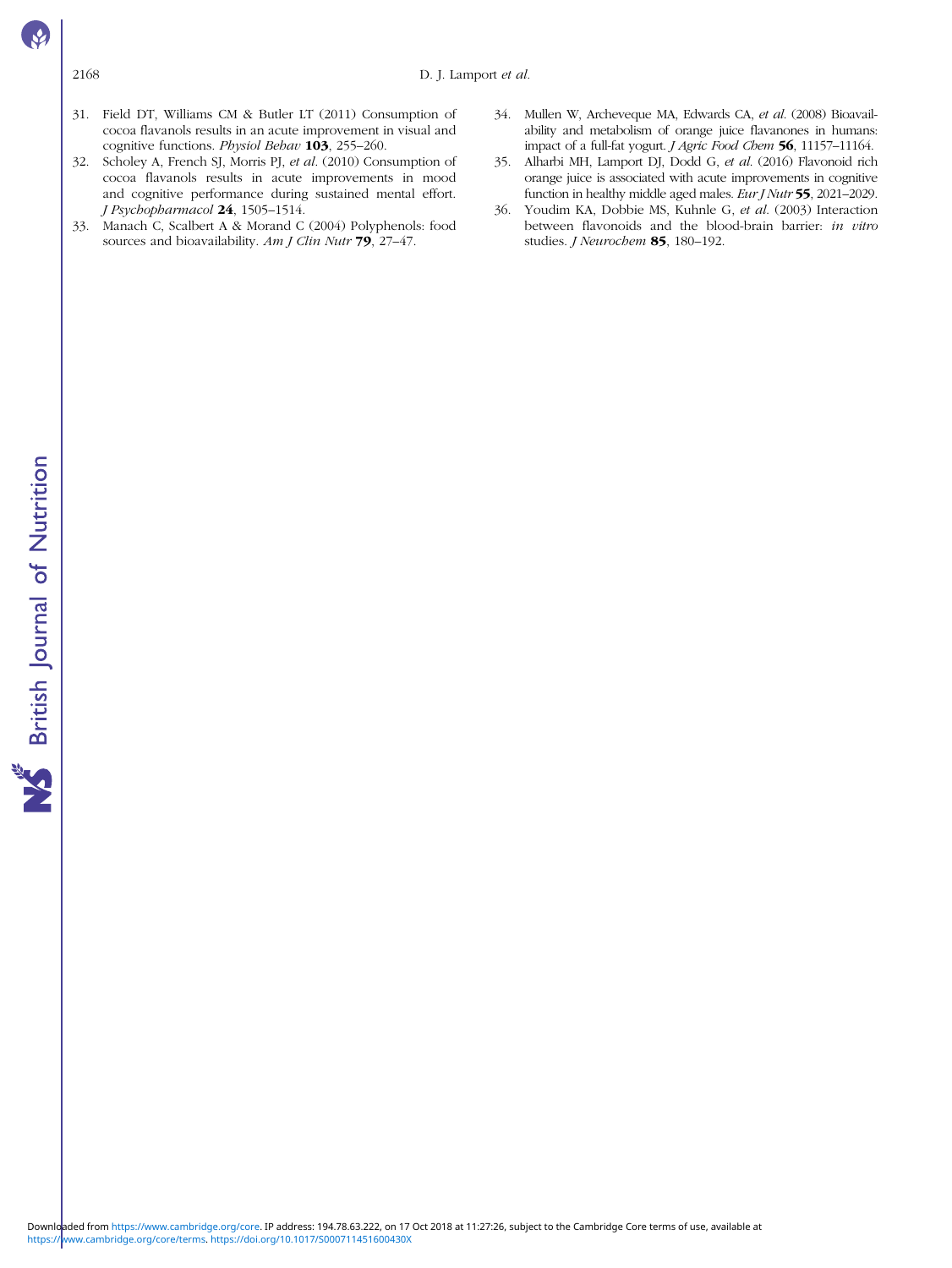31. Field DT, Williams CM & Butler LT (2011) Consumption of cocoa flavanols results in an acute improvement in visual and cognitive functions. *Physiol Behav* **103**, 255–260.
32. Scholey A, French SJ, Morris PJ, *et al.* (2010) Consumption of cocoa flavanols results in acute improvements in mood and cognitive performance during sustained mental effort. *J Psychopharmacol* **24**, 1505–1514.
33. Manach C, Scalbert A & Morand C (2004) Polyphenols: food sources and bioavailability. *Am J Clin Nutr* **79**, 27–47.
34. Mullen W, Archeveque MA, Edwards CA, *et al.* (2008) Bioavailability and metabolism of orange juice flavanones in humans: impact of a full-fat yogurt. *J Agric Food Chem* **56**, 11157–11164.
35. Alharbi MH, Lamport DJ, Dodd G, *et al.* (2016) Flavonoid rich orange juice is associated with acute improvements in cognitive function in healthy middle aged males. *Eur J Nutr* **55**, 2021–2029.
36. Youdim KA, Dobbie MS, Kuhnle G, *et al.* (2003) Interaction between flavonoids and the blood-brain barrier: *in vitro* studies. *J Neurochem* **85**, 180–192.